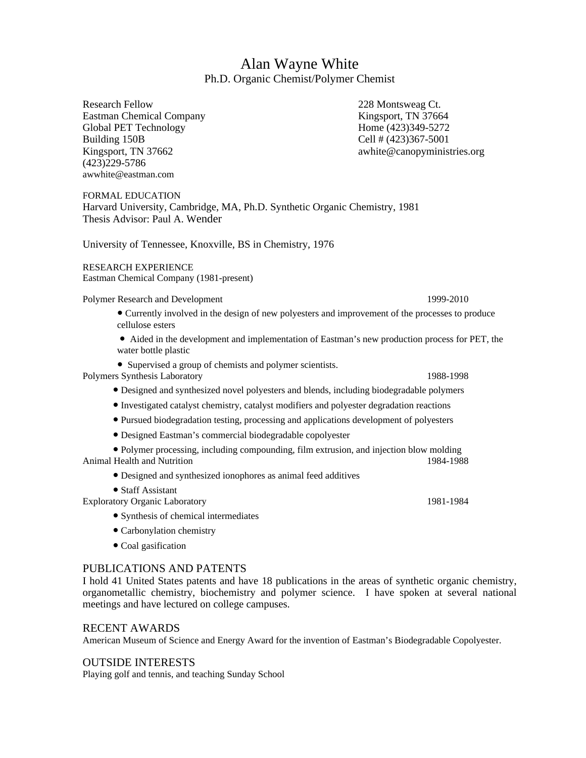# Alan Wayne White

Ph.D. Organic Chemist/Polymer Chemist

Research Fellow
Eastman Chemical Company
Global PET Technology
Building 150B
Kingsport, TN 37662
(423)229-5786
awwhite@eastman.com

228 Montsweag Ct.
Kingsport, TN 37664
Home (423)349-5272
Cell # (423)367-5001
awhite@canopyministries.org

## FORMAL EDUCATION

Harvard University, Cambridge, MA, Ph.D. Synthetic Organic Chemistry, 1981
Thesis Advisor: Paul A. Wender

University of Tennessee, Knoxville, BS in Chemistry, 1976

## RESEARCH EXPERIENCE

Eastman Chemical Company (1981-present)

Polymer Research and Development — 1999-2010

- Currently involved in the design of new polyesters and improvement of the processes to produce cellulose esters
- Aided in the development and implementation of Eastman's new production process for PET, the water bottle plastic
- Supervised a group of chemists and polymer scientists.

Polymers Synthesis Laboratory — 1988-1998

- Designed and synthesized novel polyesters and blends, including biodegradable polymers
- Investigated catalyst chemistry, catalyst modifiers and polyester degradation reactions
- Pursued biodegradation testing, processing and applications development of polyesters
- Designed Eastman's commercial biodegradable copolyester
- Polymer processing, including compounding, film extrusion, and injection blow molding

Animal Health and Nutrition — 1984-1988

- Designed and synthesized ionophores as animal feed additives
- Staff Assistant

Exploratory Organic Laboratory — 1981-1984

- Synthesis of chemical intermediates
- Carbonylation chemistry
- Coal gasification

## PUBLICATIONS AND PATENTS

I hold 41 United States patents and have 18 publications in the areas of synthetic organic chemistry, organometallic chemistry, biochemistry and polymer science. I have spoken at several national meetings and have lectured on college campuses.

## RECENT AWARDS

American Museum of Science and Energy Award for the invention of Eastman's Biodegradable Copolyester.

## OUTSIDE INTERESTS

Playing golf and tennis, and teaching Sunday School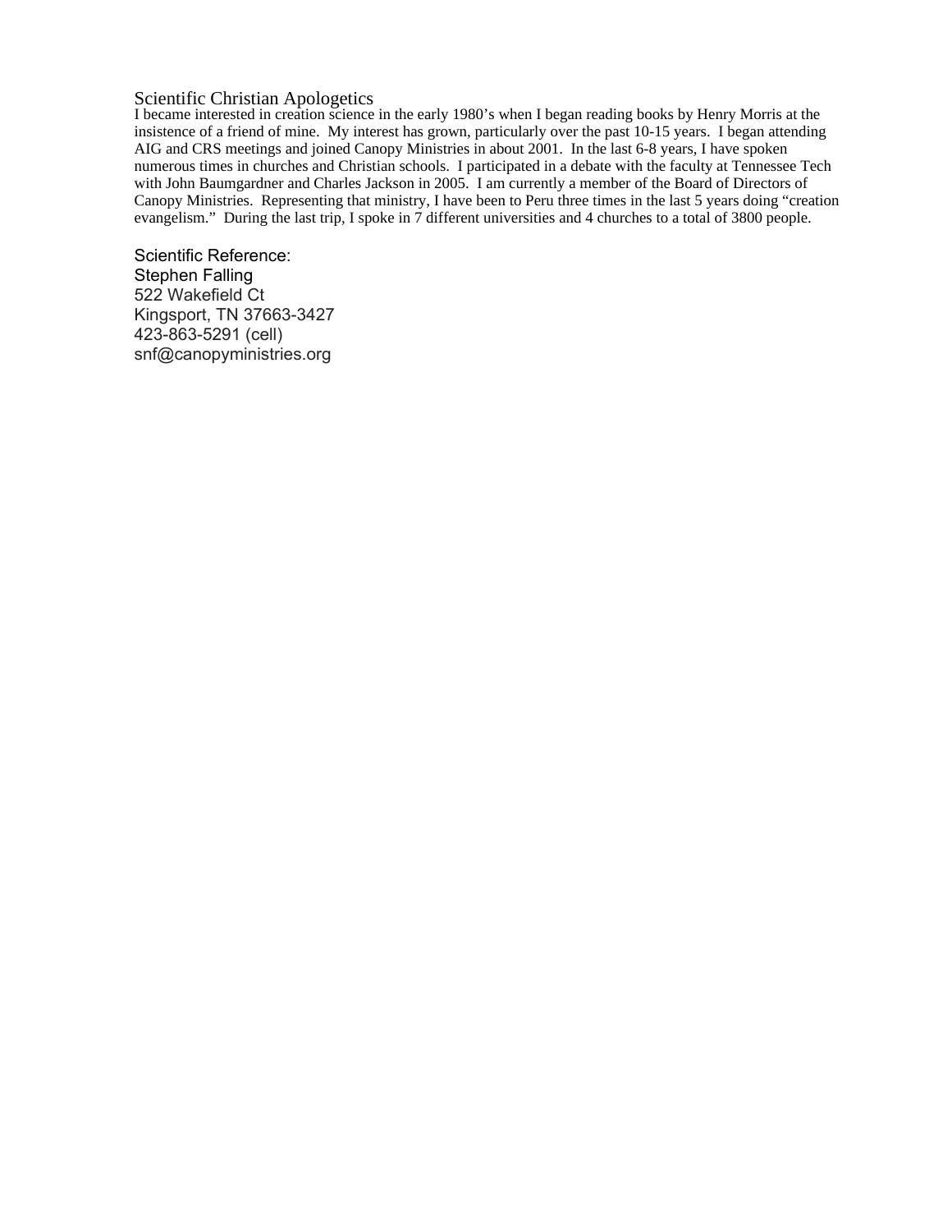## Scientific Christian Apologetics

I became interested in creation science in the early 1980's when I began reading books by Henry Morris at the insistence of a friend of mine. My interest has grown, particularly over the past 10-15 years. I began attending AIG and CRS meetings and joined Canopy Ministries in about 2001. In the last 6-8 years, I have spoken numerous times in churches and Christian schools. I participated in a debate with the faculty at Tennessee Tech with John Baumgardner and Charles Jackson in 2005. I am currently a member of the Board of Directors of Canopy Ministries. Representing that ministry, I have been to Peru three times in the last 5 years doing "creation evangelism." During the last trip, I spoke in 7 different universities and 4 churches to a total of 3800 people.

Scientific Reference:
Stephen Falling
522 Wakefield Ct
Kingsport, TN 37663-3427
423-863-5291 (cell)
snf@canopyministries.org